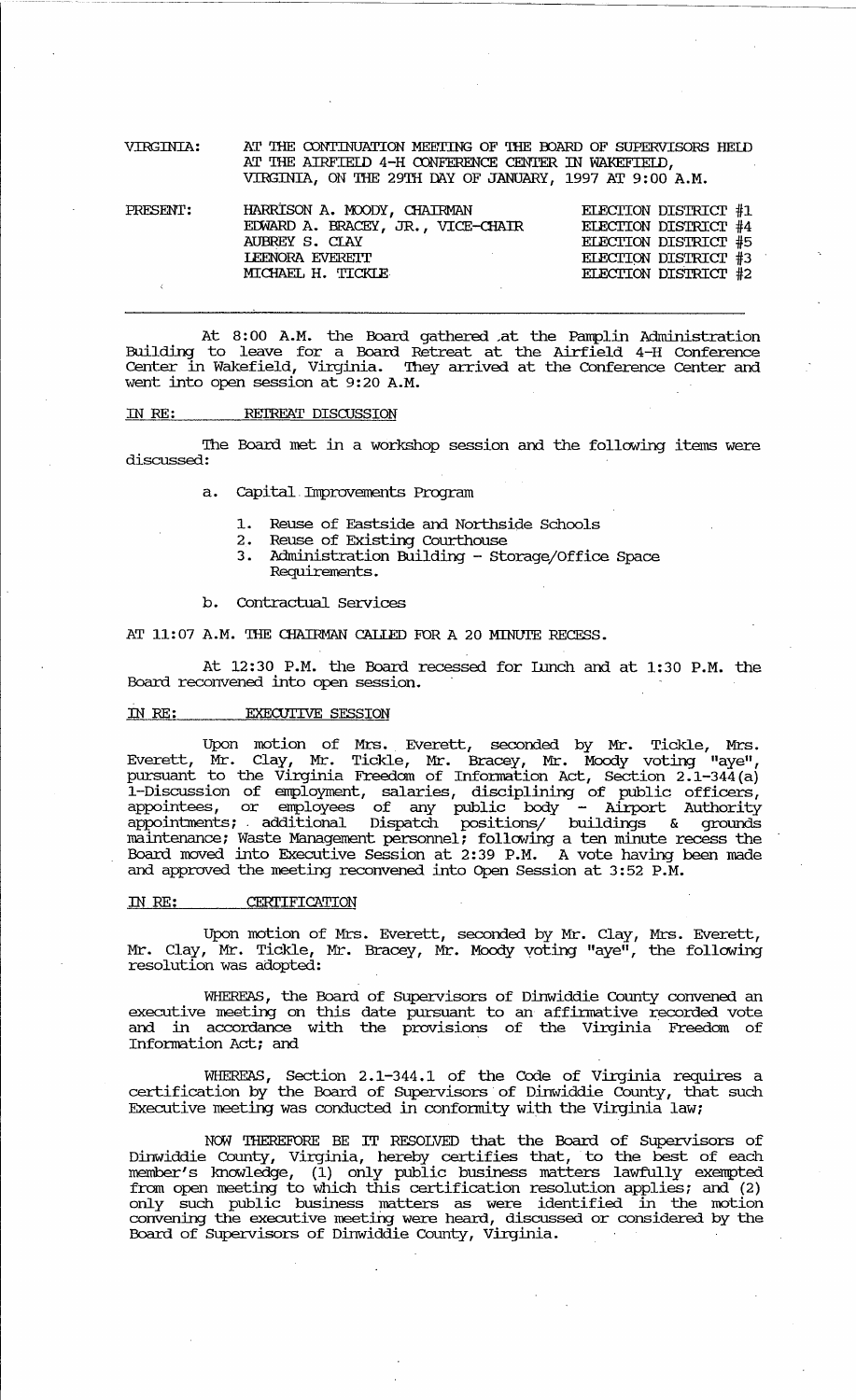VIRGINIA: AT THE CONTINUATION MEETING OF THE BOARD OF SUPERVISORS HELD AT THE AIRFIELD 4-H CONFERENCE CENTER IN WAKEFIELD, VIRGINIA, ON THE 29TH DAY OF JANUARY, 1997 AT 9:00 A.M.

| PRESENT: | | |
|---|---|---|
| | HARRISON A. MOODY, CHAIRMAN | ELECTION DISTRICT #1 |
| | EDWARD A. BRACEY, JR., VICE-CHAIR | ELECTION DISTRICT #4 |
| | AUBREY S. CLAY | ELECTION DISTRICT #5 |
| | LEENORA EVERETT | ELECTION DISTRICT #3 |
| | MICHAEL H. TICKLE | ELECTION DISTRICT #2 |

---

At 8:00 A.M. the Board gathered at the Pamplin Administration Building to leave for a Board Retreat at the Airfield 4-H Conference Center in Wakefield, Virginia. They arrived at the Conference Center and went into open session at 9:20 A.M.

IN RE: RETREAT DISCUSSION

The Board met in a workshop session and the following items were discussed:

a. Capital Improvements Program

1. Reuse of Eastside and Northside Schools
2. Reuse of Existing Courthouse
3. Administration Building - Storage/Office Space Requirements.

b. Contractual Services

AT 11:07 A.M. THE CHAIRMAN CALLED FOR A 20 MINUTE RECESS.

At 12:30 P.M. the Board recessed for Lunch and at 1:30 P.M. the Board reconvened into open session.

IN RE: EXECUTIVE SESSION

Upon motion of Mrs. Everett, seconded by Mr. Tickle, Mrs. Everett, Mr. Clay, Mr. Tickle, Mr. Bracey, Mr. Moody voting "aye", pursuant to the Virginia Freedom of Information Act, Section 2.1-344(a) 1-Discussion of employment, salaries, disciplining of public officers, appointees, or employees of any public body - Airport Authority appointments; additional Dispatch positions/ buildings & grounds maintenance; Waste Management personnel; following a ten minute recess the Board moved into Executive Session at 2:39 P.M. A vote having been made and approved the meeting reconvened into Open Session at 3:52 P.M.

IN RE: CERTIFICATION

Upon motion of Mrs. Everett, seconded by Mr. Clay, Mrs. Everett, Mr. Clay, Mr. Tickle, Mr. Bracey, Mr. Moody voting "aye", the following resolution was adopted:

WHEREAS, the Board of Supervisors of Dinwiddie County convened an executive meeting on this date pursuant to an affirmative recorded vote and in accordance with the provisions of the Virginia Freedom of Information Act; and

WHEREAS, Section 2.1-344.1 of the Code of Virginia requires a certification by the Board of Supervisors of Dinwiddie County, that such Executive meeting was conducted in conformity with the Virginia law;

NOW THEREFORE BE IT RESOLVED that the Board of Supervisors of Dinwiddie County, Virginia, hereby certifies that, to the best of each member's knowledge, (1) only public business matters lawfully exempted from open meeting to which this certification resolution applies; and (2) only such public business matters as were identified in the motion convening the executive meeting were heard, discussed or considered by the Board of Supervisors of Dinwiddie County, Virginia.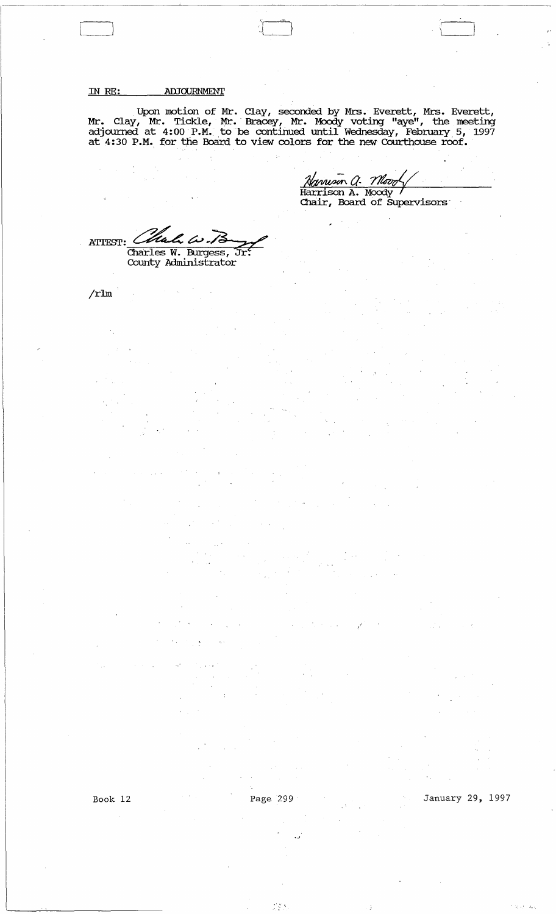IN RE: ADJOURNMENT

Upon motion of Mr. Clay, seconded by Mrs. Everett, Mrs. Everett, Mr. Clay, Mr. Tickle, Mr. Bracey, Mr. Moody voting "aye", the meeting adjourned at 4:00 P.M. to be continued until Wednesday, February 5, 1997 at 4:30 P.M. for the Board to view colors for the new Courthouse roof.

Harrison A. Moody
Chair, Board of Supervisors

ATTEST:
Charles W. Burgess, Jr.
County Administrator

/rlm

Book 12 Page 299 January 29, 1997